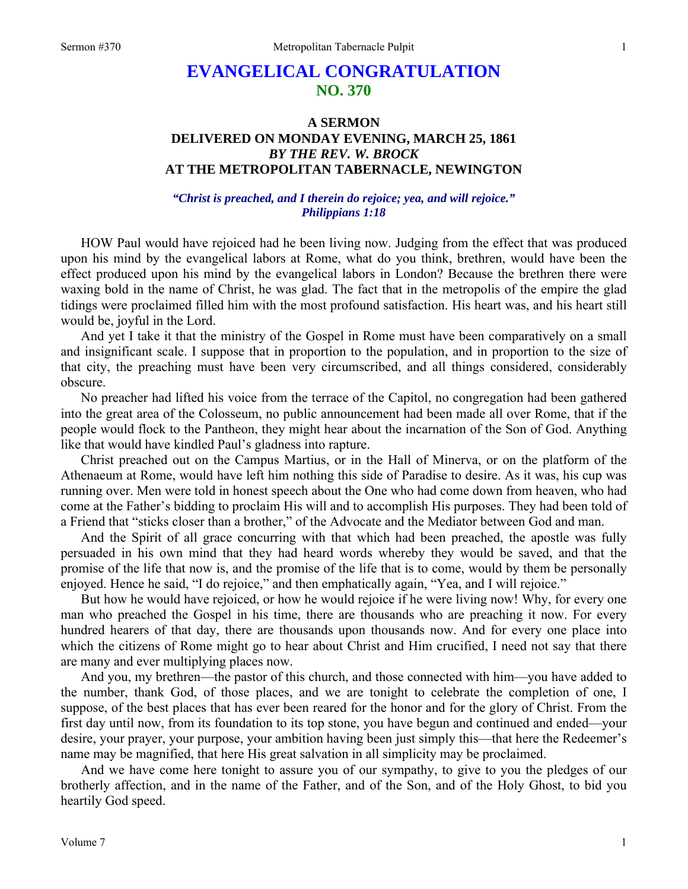# EVANGELICAL CONGRATULATION
## NO. 370

### A SERMON
### DELIVERED ON MONDAY EVENING, MARCH 25, 1861
### *BY THE REV. W. BROCK*
### AT THE METROPOLITAN TABERNACLE, NEWINGTON

***"Christ is preached, and I therein do rejoice; yea, and will rejoice." Philippians 1:18***

HOW Paul would have rejoiced had he been living now. Judging from the effect that was produced upon his mind by the evangelical labors at Rome, what do you think, brethren, would have been the effect produced upon his mind by the evangelical labors in London? Because the brethren there were waxing bold in the name of Christ, he was glad. The fact that in the metropolis of the empire the glad tidings were proclaimed filled him with the most profound satisfaction. His heart was, and his heart still would be, joyful in the Lord.

And yet I take it that the ministry of the Gospel in Rome must have been comparatively on a small and insignificant scale. I suppose that in proportion to the population, and in proportion to the size of that city, the preaching must have been very circumscribed, and all things considered, considerably obscure.

No preacher had lifted his voice from the terrace of the Capitol, no congregation had been gathered into the great area of the Colosseum, no public announcement had been made all over Rome, that if the people would flock to the Pantheon, they might hear about the incarnation of the Son of God. Anything like that would have kindled Paul's gladness into rapture.

Christ preached out on the Campus Martius, or in the Hall of Minerva, or on the platform of the Athenaeum at Rome, would have left him nothing this side of Paradise to desire. As it was, his cup was running over. Men were told in honest speech about the One who had come down from heaven, who had come at the Father's bidding to proclaim His will and to accomplish His purposes. They had been told of a Friend that "sticks closer than a brother," of the Advocate and the Mediator between God and man.

And the Spirit of all grace concurring with that which had been preached, the apostle was fully persuaded in his own mind that they had heard words whereby they would be saved, and that the promise of the life that now is, and the promise of the life that is to come, would by them be personally enjoyed. Hence he said, "I do rejoice," and then emphatically again, "Yea, and I will rejoice."

But how he would have rejoiced, or how he would rejoice if he were living now! Why, for every one man who preached the Gospel in his time, there are thousands who are preaching it now. For every hundred hearers of that day, there are thousands upon thousands now. And for every one place into which the citizens of Rome might go to hear about Christ and Him crucified, I need not say that there are many and ever multiplying places now.

And you, my brethren—the pastor of this church, and those connected with him—you have added to the number, thank God, of those places, and we are tonight to celebrate the completion of one, I suppose, of the best places that has ever been reared for the honor and for the glory of Christ. From the first day until now, from its foundation to its top stone, you have begun and continued and ended—your desire, your prayer, your purpose, your ambition having been just simply this—that here the Redeemer's name may be magnified, that here His great salvation in all simplicity may be proclaimed.

And we have come here tonight to assure you of our sympathy, to give to you the pledges of our brotherly affection, and in the name of the Father, and of the Son, and of the Holy Ghost, to bid you heartily God speed.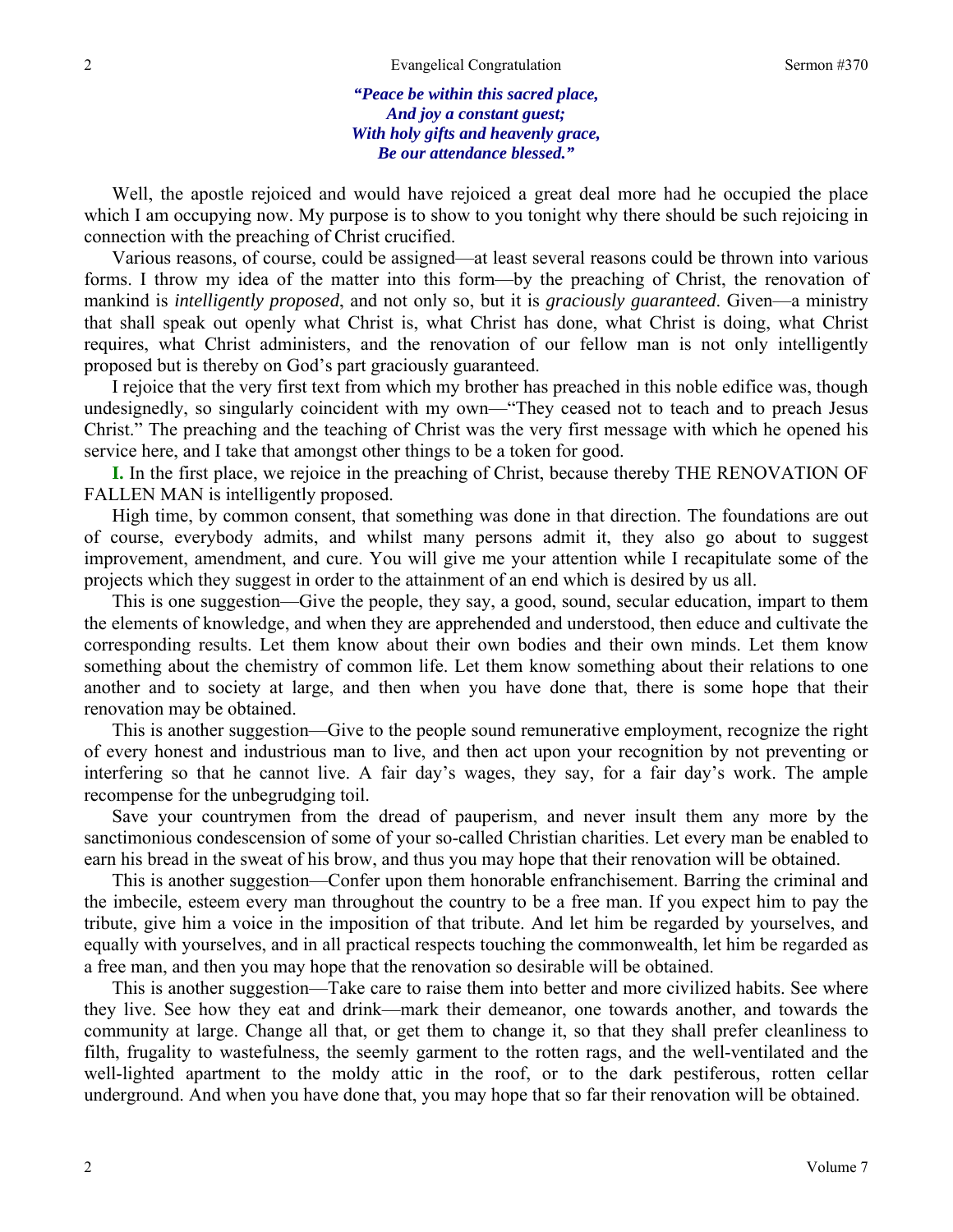*"Peace be within this sacred place,*
*And joy a constant guest;*
*With holy gifts and heavenly grace,*
*Be our attendance blessed."*

Well, the apostle rejoiced and would have rejoiced a great deal more had he occupied the place which I am occupying now. My purpose is to show to you tonight why there should be such rejoicing in connection with the preaching of Christ crucified.

Various reasons, of course, could be assigned—at least several reasons could be thrown into various forms. I throw my idea of the matter into this form—by the preaching of Christ, the renovation of mankind is *intelligently proposed*, and not only so, but it is *graciously guaranteed*. Given—a ministry that shall speak out openly what Christ is, what Christ has done, what Christ is doing, what Christ requires, what Christ administers, and the renovation of our fellow man is not only intelligently proposed but is thereby on God's part graciously guaranteed.

I rejoice that the very first text from which my brother has preached in this noble edifice was, though undesignedly, so singularly coincident with my own—"They ceased not to teach and to preach Jesus Christ." The preaching and the teaching of Christ was the very first message with which he opened his service here, and I take that amongst other things to be a token for good.

**I.** In the first place, we rejoice in the preaching of Christ, because thereby THE RENOVATION OF FALLEN MAN is intelligently proposed.

High time, by common consent, that something was done in that direction. The foundations are out of course, everybody admits, and whilst many persons admit it, they also go about to suggest improvement, amendment, and cure. You will give me your attention while I recapitulate some of the projects which they suggest in order to the attainment of an end which is desired by us all.

This is one suggestion—Give the people, they say, a good, sound, secular education, impart to them the elements of knowledge, and when they are apprehended and understood, then educe and cultivate the corresponding results. Let them know about their own bodies and their own minds. Let them know something about the chemistry of common life. Let them know something about their relations to one another and to society at large, and then when you have done that, there is some hope that their renovation may be obtained.

This is another suggestion—Give to the people sound remunerative employment, recognize the right of every honest and industrious man to live, and then act upon your recognition by not preventing or interfering so that he cannot live. A fair day's wages, they say, for a fair day's work. The ample recompense for the unbegrudging toil.

Save your countrymen from the dread of pauperism, and never insult them any more by the sanctimonious condescension of some of your so-called Christian charities. Let every man be enabled to earn his bread in the sweat of his brow, and thus you may hope that their renovation will be obtained.

This is another suggestion—Confer upon them honorable enfranchisement. Barring the criminal and the imbecile, esteem every man throughout the country to be a free man. If you expect him to pay the tribute, give him a voice in the imposition of that tribute. And let him be regarded by yourselves, and equally with yourselves, and in all practical respects touching the commonwealth, let him be regarded as a free man, and then you may hope that the renovation so desirable will be obtained.

This is another suggestion—Take care to raise them into better and more civilized habits. See where they live. See how they eat and drink—mark their demeanor, one towards another, and towards the community at large. Change all that, or get them to change it, so that they shall prefer cleanliness to filth, frugality to wastefulness, the seemly garment to the rotten rags, and the well-ventilated and the well-lighted apartment to the moldy attic in the roof, or to the dark pestiferous, rotten cellar underground. And when you have done that, you may hope that so far their renovation will be obtained.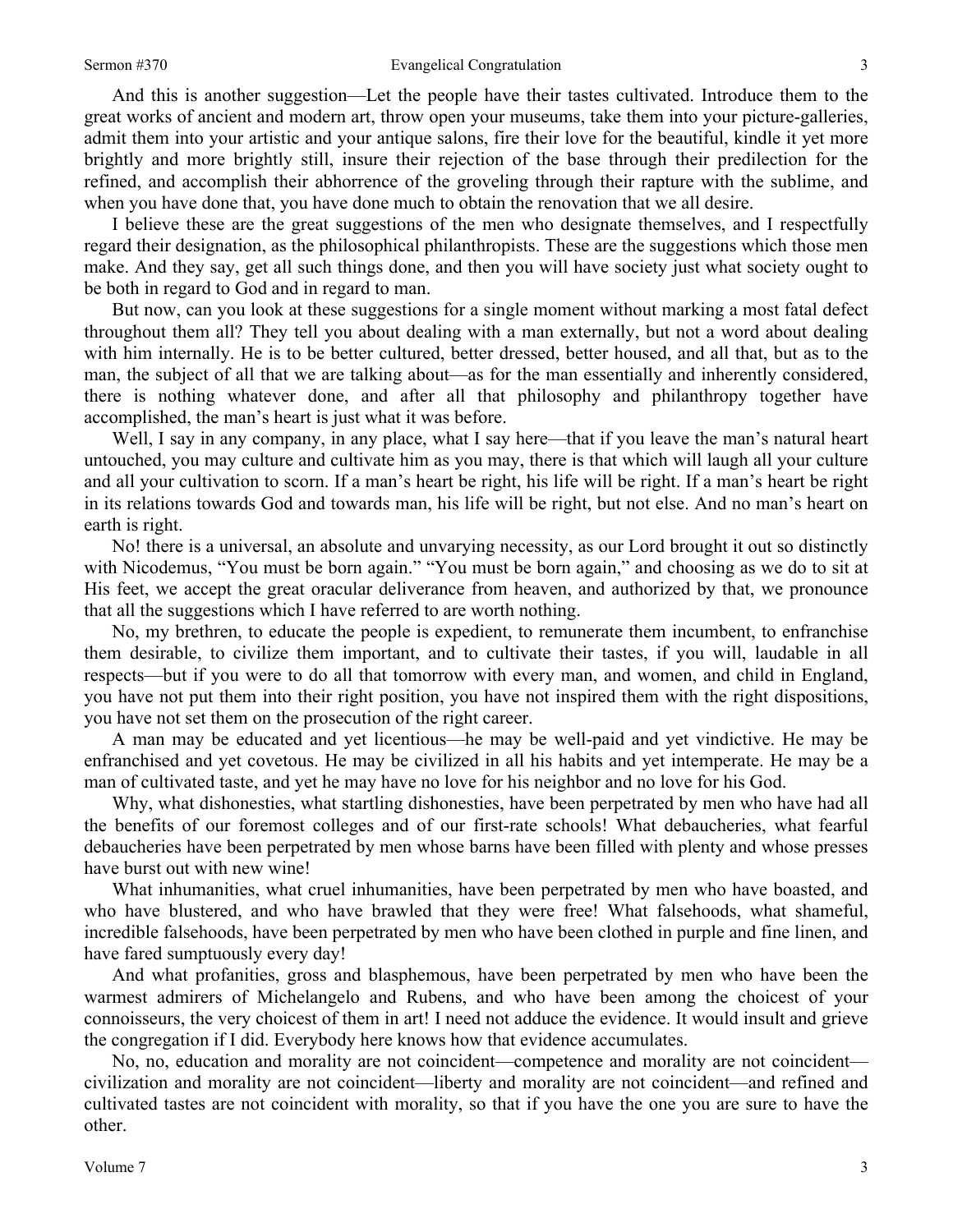And this is another suggestion—Let the people have their tastes cultivated. Introduce them to the great works of ancient and modern art, throw open your museums, take them into your picture-galleries, admit them into your artistic and your antique salons, fire their love for the beautiful, kindle it yet more brightly and more brightly still, insure their rejection of the base through their predilection for the refined, and accomplish their abhorrence of the groveling through their rapture with the sublime, and when you have done that, you have done much to obtain the renovation that we all desire.

I believe these are the great suggestions of the men who designate themselves, and I respectfully regard their designation, as the philosophical philanthropists. These are the suggestions which those men make. And they say, get all such things done, and then you will have society just what society ought to be both in regard to God and in regard to man.

But now, can you look at these suggestions for a single moment without marking a most fatal defect throughout them all? They tell you about dealing with a man externally, but not a word about dealing with him internally. He is to be better cultured, better dressed, better housed, and all that, but as to the man, the subject of all that we are talking about—as for the man essentially and inherently considered, there is nothing whatever done, and after all that philosophy and philanthropy together have accomplished, the man's heart is just what it was before.

Well, I say in any company, in any place, what I say here—that if you leave the man's natural heart untouched, you may culture and cultivate him as you may, there is that which will laugh all your culture and all your cultivation to scorn. If a man's heart be right, his life will be right. If a man's heart be right in its relations towards God and towards man, his life will be right, but not else. And no man's heart on earth is right.

No! there is a universal, an absolute and unvarying necessity, as our Lord brought it out so distinctly with Nicodemus, "You must be born again." "You must be born again," and choosing as we do to sit at His feet, we accept the great oracular deliverance from heaven, and authorized by that, we pronounce that all the suggestions which I have referred to are worth nothing.

No, my brethren, to educate the people is expedient, to remunerate them incumbent, to enfranchise them desirable, to civilize them important, and to cultivate their tastes, if you will, laudable in all respects—but if you were to do all that tomorrow with every man, and women, and child in England, you have not put them into their right position, you have not inspired them with the right dispositions, you have not set them on the prosecution of the right career.

A man may be educated and yet licentious—he may be well-paid and yet vindictive. He may be enfranchised and yet covetous. He may be civilized in all his habits and yet intemperate. He may be a man of cultivated taste, and yet he may have no love for his neighbor and no love for his God.

Why, what dishonesties, what startling dishonesties, have been perpetrated by men who have had all the benefits of our foremost colleges and of our first-rate schools! What debaucheries, what fearful debaucheries have been perpetrated by men whose barns have been filled with plenty and whose presses have burst out with new wine!

What inhumanities, what cruel inhumanities, have been perpetrated by men who have boasted, and who have blustered, and who have brawled that they were free! What falsehoods, what shameful, incredible falsehoods, have been perpetrated by men who have been clothed in purple and fine linen, and have fared sumptuously every day!

And what profanities, gross and blasphemous, have been perpetrated by men who have been the warmest admirers of Michelangelo and Rubens, and who have been among the choicest of your connoisseurs, the very choicest of them in art! I need not adduce the evidence. It would insult and grieve the congregation if I did. Everybody here knows how that evidence accumulates.

No, no, education and morality are not coincident—competence and morality are not coincident—civilization and morality are not coincident—liberty and morality are not coincident—and refined and cultivated tastes are not coincident with morality, so that if you have the one you are sure to have the other.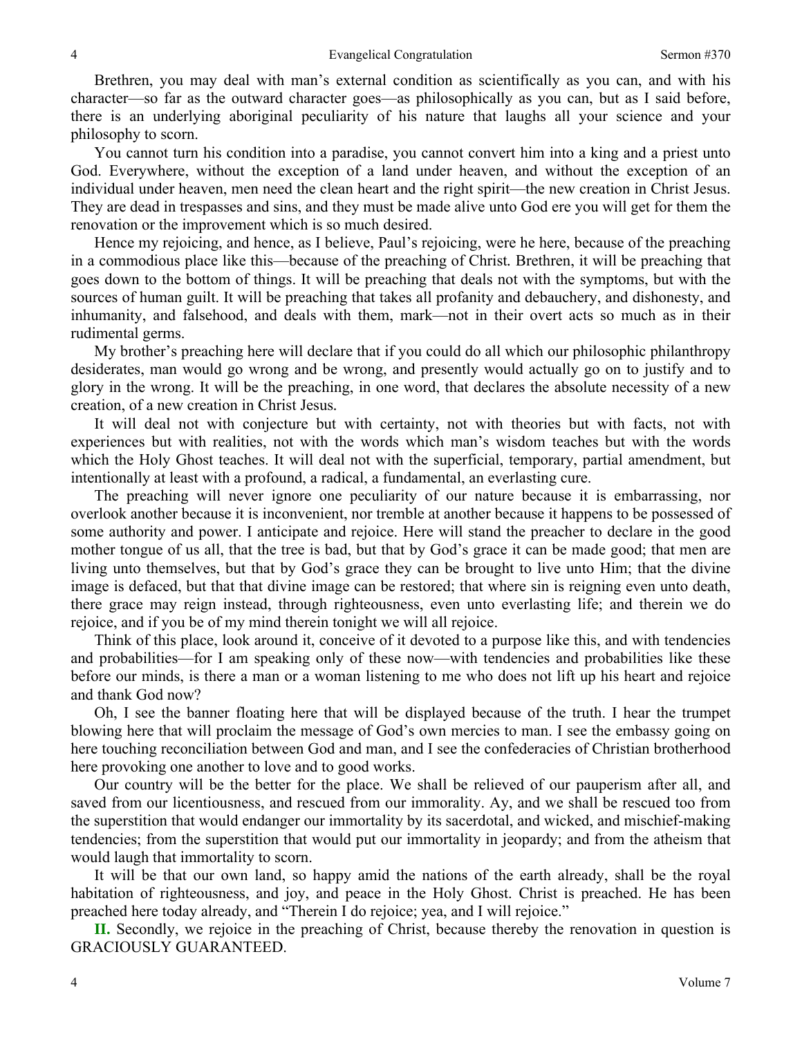Brethren, you may deal with man's external condition as scientifically as you can, and with his character—so far as the outward character goes—as philosophically as you can, but as I said before, there is an underlying aboriginal peculiarity of his nature that laughs all your science and your philosophy to scorn.

You cannot turn his condition into a paradise, you cannot convert him into a king and a priest unto God. Everywhere, without the exception of a land under heaven, and without the exception of an individual under heaven, men need the clean heart and the right spirit—the new creation in Christ Jesus. They are dead in trespasses and sins, and they must be made alive unto God ere you will get for them the renovation or the improvement which is so much desired.

Hence my rejoicing, and hence, as I believe, Paul's rejoicing, were he here, because of the preaching in a commodious place like this—because of the preaching of Christ. Brethren, it will be preaching that goes down to the bottom of things. It will be preaching that deals not with the symptoms, but with the sources of human guilt. It will be preaching that takes all profanity and debauchery, and dishonesty, and inhumanity, and falsehood, and deals with them, mark—not in their overt acts so much as in their rudimental germs.

My brother's preaching here will declare that if you could do all which our philosophic philanthropy desiderates, man would go wrong and be wrong, and presently would actually go on to justify and to glory in the wrong. It will be the preaching, in one word, that declares the absolute necessity of a new creation, of a new creation in Christ Jesus.

It will deal not with conjecture but with certainty, not with theories but with facts, not with experiences but with realities, not with the words which man's wisdom teaches but with the words which the Holy Ghost teaches. It will deal not with the superficial, temporary, partial amendment, but intentionally at least with a profound, a radical, a fundamental, an everlasting cure.

The preaching will never ignore one peculiarity of our nature because it is embarrassing, nor overlook another because it is inconvenient, nor tremble at another because it happens to be possessed of some authority and power. I anticipate and rejoice. Here will stand the preacher to declare in the good mother tongue of us all, that the tree is bad, but that by God's grace it can be made good; that men are living unto themselves, but that by God's grace they can be brought to live unto Him; that the divine image is defaced, but that that divine image can be restored; that where sin is reigning even unto death, there grace may reign instead, through righteousness, even unto everlasting life; and therein we do rejoice, and if you be of my mind therein tonight we will all rejoice.

Think of this place, look around it, conceive of it devoted to a purpose like this, and with tendencies and probabilities—for I am speaking only of these now—with tendencies and probabilities like these before our minds, is there a man or a woman listening to me who does not lift up his heart and rejoice and thank God now?

Oh, I see the banner floating here that will be displayed because of the truth. I hear the trumpet blowing here that will proclaim the message of God's own mercies to man. I see the embassy going on here touching reconciliation between God and man, and I see the confederacies of Christian brotherhood here provoking one another to love and to good works.

Our country will be the better for the place. We shall be relieved of our pauperism after all, and saved from our licentiousness, and rescued from our immorality. Ay, and we shall be rescued too from the superstition that would endanger our immortality by its sacerdotal, and wicked, and mischief-making tendencies; from the superstition that would put our immortality in jeopardy; and from the atheism that would laugh that immortality to scorn.

It will be that our own land, so happy amid the nations of the earth already, shall be the royal habitation of righteousness, and joy, and peace in the Holy Ghost. Christ is preached. He has been preached here today already, and "Therein I do rejoice; yea, and I will rejoice."

**II.** Secondly, we rejoice in the preaching of Christ, because thereby the renovation in question is GRACIOUSLY GUARANTEED.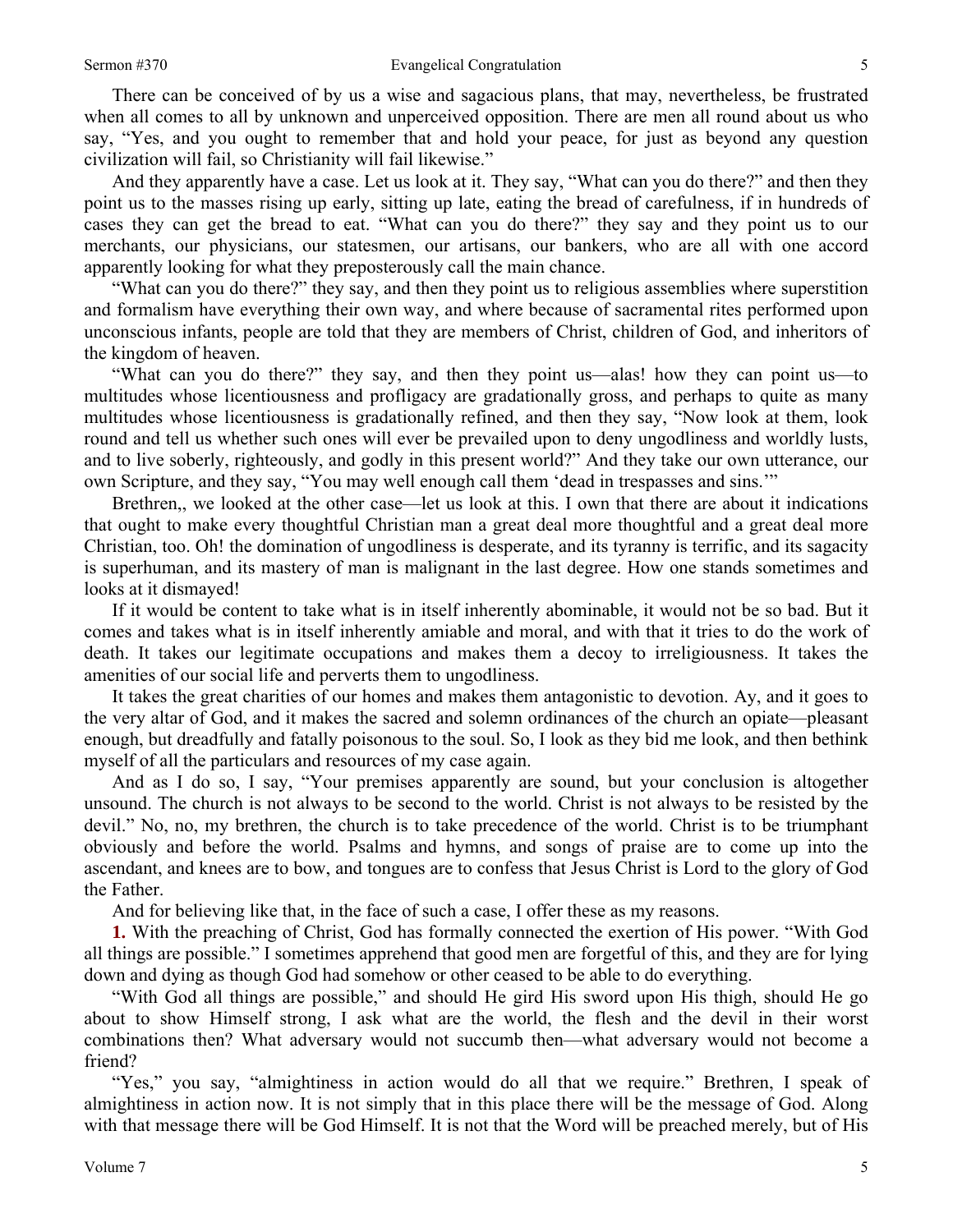There can be conceived of by us a wise and sagacious plans, that may, nevertheless, be frustrated when all comes to all by unknown and unperceived opposition. There are men all round about us who say, "Yes, and you ought to remember that and hold your peace, for just as beyond any question civilization will fail, so Christianity will fail likewise."

And they apparently have a case. Let us look at it. They say, "What can you do there?" and then they point us to the masses rising up early, sitting up late, eating the bread of carefulness, if in hundreds of cases they can get the bread to eat. "What can you do there?" they say and they point us to our merchants, our physicians, our statesmen, our artisans, our bankers, who are all with one accord apparently looking for what they preposterously call the main chance.

"What can you do there?" they say, and then they point us to religious assemblies where superstition and formalism have everything their own way, and where because of sacramental rites performed upon unconscious infants, people are told that they are members of Christ, children of God, and inheritors of the kingdom of heaven.

"What can you do there?" they say, and then they point us—alas! how they can point us—to multitudes whose licentiousness and profligacy are gradationally gross, and perhaps to quite as many multitudes whose licentiousness is gradationally refined, and then they say, "Now look at them, look round and tell us whether such ones will ever be prevailed upon to deny ungodliness and worldly lusts, and to live soberly, righteously, and godly in this present world?" And they take our own utterance, our own Scripture, and they say, "You may well enough call them 'dead in trespasses and sins.'"

Brethren,, we looked at the other case—let us look at this. I own that there are about it indications that ought to make every thoughtful Christian man a great deal more thoughtful and a great deal more Christian, too. Oh! the domination of ungodliness is desperate, and its tyranny is terrific, and its sagacity is superhuman, and its mastery of man is malignant in the last degree. How one stands sometimes and looks at it dismayed!

If it would be content to take what is in itself inherently abominable, it would not be so bad. But it comes and takes what is in itself inherently amiable and moral, and with that it tries to do the work of death. It takes our legitimate occupations and makes them a decoy to irreligiousness. It takes the amenities of our social life and perverts them to ungodliness.

It takes the great charities of our homes and makes them antagonistic to devotion. Ay, and it goes to the very altar of God, and it makes the sacred and solemn ordinances of the church an opiate—pleasant enough, but dreadfully and fatally poisonous to the soul. So, I look as they bid me look, and then bethink myself of all the particulars and resources of my case again.

And as I do so, I say, "Your premises apparently are sound, but your conclusion is altogether unsound. The church is not always to be second to the world. Christ is not always to be resisted by the devil." No, no, my brethren, the church is to take precedence of the world. Christ is to be triumphant obviously and before the world. Psalms and hymns, and songs of praise are to come up into the ascendant, and knees are to bow, and tongues are to confess that Jesus Christ is Lord to the glory of God the Father.

And for believing like that, in the face of such a case, I offer these as my reasons.

**1.** With the preaching of Christ, God has formally connected the exertion of His power. "With God all things are possible." I sometimes apprehend that good men are forgetful of this, and they are for lying down and dying as though God had somehow or other ceased to be able to do everything.

"With God all things are possible," and should He gird His sword upon His thigh, should He go about to show Himself strong, I ask what are the world, the flesh and the devil in their worst combinations then? What adversary would not succumb then—what adversary would not become a friend?

"Yes," you say, "almightiness in action would do all that we require." Brethren, I speak of almightiness in action now. It is not simply that in this place there will be the message of God. Along with that message there will be God Himself. It is not that the Word will be preached merely, but of His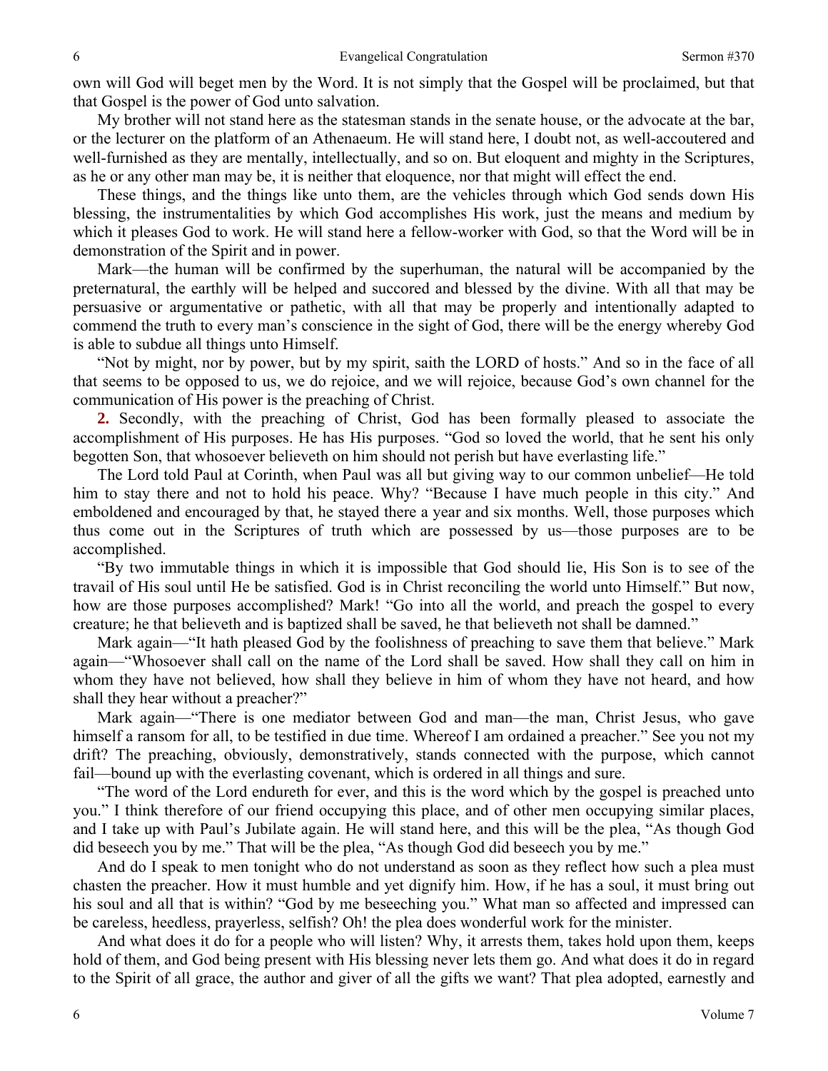own will God will beget men by the Word. It is not simply that the Gospel will be proclaimed, but that that Gospel is the power of God unto salvation.

My brother will not stand here as the statesman stands in the senate house, or the advocate at the bar, or the lecturer on the platform of an Athenaeum. He will stand here, I doubt not, as well-accoutered and well-furnished as they are mentally, intellectually, and so on. But eloquent and mighty in the Scriptures, as he or any other man may be, it is neither that eloquence, nor that might will effect the end.

These things, and the things like unto them, are the vehicles through which God sends down His blessing, the instrumentalities by which God accomplishes His work, just the means and medium by which it pleases God to work. He will stand here a fellow-worker with God, so that the Word will be in demonstration of the Spirit and in power.

Mark—the human will be confirmed by the superhuman, the natural will be accompanied by the preternatural, the earthly will be helped and succored and blessed by the divine. With all that may be persuasive or argumentative or pathetic, with all that may be properly and intentionally adapted to commend the truth to every man's conscience in the sight of God, there will be the energy whereby God is able to subdue all things unto Himself.

"Not by might, nor by power, but by my spirit, saith the LORD of hosts." And so in the face of all that seems to be opposed to us, we do rejoice, and we will rejoice, because God's own channel for the communication of His power is the preaching of Christ.

**2.** Secondly, with the preaching of Christ, God has been formally pleased to associate the accomplishment of His purposes. He has His purposes. "God so loved the world, that he sent his only begotten Son, that whosoever believeth on him should not perish but have everlasting life."

The Lord told Paul at Corinth, when Paul was all but giving way to our common unbelief—He told him to stay there and not to hold his peace. Why? "Because I have much people in this city." And emboldened and encouraged by that, he stayed there a year and six months. Well, those purposes which thus come out in the Scriptures of truth which are possessed by us—those purposes are to be accomplished.

"By two immutable things in which it is impossible that God should lie, His Son is to see of the travail of His soul until He be satisfied. God is in Christ reconciling the world unto Himself." But now, how are those purposes accomplished? Mark! "Go into all the world, and preach the gospel to every creature; he that believeth and is baptized shall be saved, he that believeth not shall be damned."

Mark again—"It hath pleased God by the foolishness of preaching to save them that believe." Mark again—"Whosoever shall call on the name of the Lord shall be saved. How shall they call on him in whom they have not believed, how shall they believe in him of whom they have not heard, and how shall they hear without a preacher?"

Mark again—"There is one mediator between God and man—the man, Christ Jesus, who gave himself a ransom for all, to be testified in due time. Whereof I am ordained a preacher." See you not my drift? The preaching, obviously, demonstratively, stands connected with the purpose, which cannot fail—bound up with the everlasting covenant, which is ordered in all things and sure.

"The word of the Lord endureth for ever, and this is the word which by the gospel is preached unto you." I think therefore of our friend occupying this place, and of other men occupying similar places, and I take up with Paul's Jubilate again. He will stand here, and this will be the plea, "As though God did beseech you by me." That will be the plea, "As though God did beseech you by me."

And do I speak to men tonight who do not understand as soon as they reflect how such a plea must chasten the preacher. How it must humble and yet dignify him. How, if he has a soul, it must bring out his soul and all that is within? "God by me beseeching you." What man so affected and impressed can be careless, heedless, prayerless, selfish? Oh! the plea does wonderful work for the minister.

And what does it do for a people who will listen? Why, it arrests them, takes hold upon them, keeps hold of them, and God being present with His blessing never lets them go. And what does it do in regard to the Spirit of all grace, the author and giver of all the gifts we want? That plea adopted, earnestly and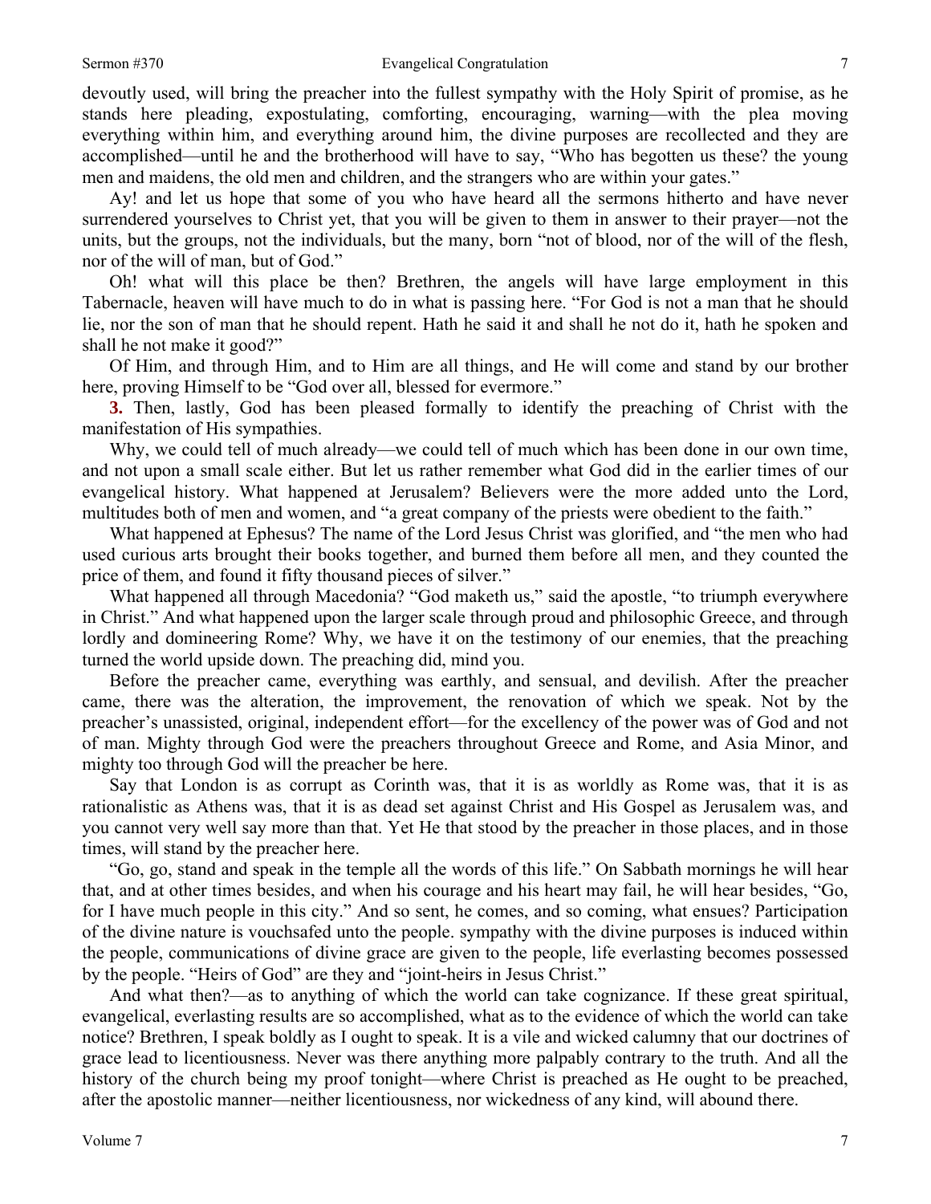devoutly used, will bring the preacher into the fullest sympathy with the Holy Spirit of promise, as he stands here pleading, expostulating, comforting, encouraging, warning—with the plea moving everything within him, and everything around him, the divine purposes are recollected and they are accomplished—until he and the brotherhood will have to say, "Who has begotten us these? the young men and maidens, the old men and children, and the strangers who are within your gates."

Ay! and let us hope that some of you who have heard all the sermons hitherto and have never surrendered yourselves to Christ yet, that you will be given to them in answer to their prayer—not the units, but the groups, not the individuals, but the many, born "not of blood, nor of the will of the flesh, nor of the will of man, but of God."

Oh! what will this place be then? Brethren, the angels will have large employment in this Tabernacle, heaven will have much to do in what is passing here. "For God is not a man that he should lie, nor the son of man that he should repent. Hath he said it and shall he not do it, hath he spoken and shall he not make it good?"

Of Him, and through Him, and to Him are all things, and He will come and stand by our brother here, proving Himself to be "God over all, blessed for evermore."

**3.** Then, lastly, God has been pleased formally to identify the preaching of Christ with the manifestation of His sympathies.

Why, we could tell of much already—we could tell of much which has been done in our own time, and not upon a small scale either. But let us rather remember what God did in the earlier times of our evangelical history. What happened at Jerusalem? Believers were the more added unto the Lord, multitudes both of men and women, and "a great company of the priests were obedient to the faith."

What happened at Ephesus? The name of the Lord Jesus Christ was glorified, and "the men who had used curious arts brought their books together, and burned them before all men, and they counted the price of them, and found it fifty thousand pieces of silver."

What happened all through Macedonia? "God maketh us," said the apostle, "to triumph everywhere in Christ." And what happened upon the larger scale through proud and philosophic Greece, and through lordly and domineering Rome? Why, we have it on the testimony of our enemies, that the preaching turned the world upside down. The preaching did, mind you.

Before the preacher came, everything was earthly, and sensual, and devilish. After the preacher came, there was the alteration, the improvement, the renovation of which we speak. Not by the preacher's unassisted, original, independent effort—for the excellency of the power was of God and not of man. Mighty through God were the preachers throughout Greece and Rome, and Asia Minor, and mighty too through God will the preacher be here.

Say that London is as corrupt as Corinth was, that it is as worldly as Rome was, that it is as rationalistic as Athens was, that it is as dead set against Christ and His Gospel as Jerusalem was, and you cannot very well say more than that. Yet He that stood by the preacher in those places, and in those times, will stand by the preacher here.

"Go, go, stand and speak in the temple all the words of this life." On Sabbath mornings he will hear that, and at other times besides, and when his courage and his heart may fail, he will hear besides, "Go, for I have much people in this city." And so sent, he comes, and so coming, what ensues? Participation of the divine nature is vouchsafed unto the people. sympathy with the divine purposes is induced within the people, communications of divine grace are given to the people, life everlasting becomes possessed by the people. "Heirs of God" are they and "joint-heirs in Jesus Christ."

And what then?—as to anything of which the world can take cognizance. If these great spiritual, evangelical, everlasting results are so accomplished, what as to the evidence of which the world can take notice? Brethren, I speak boldly as I ought to speak. It is a vile and wicked calumny that our doctrines of grace lead to licentiousness. Never was there anything more palpably contrary to the truth. And all the history of the church being my proof tonight—where Christ is preached as He ought to be preached, after the apostolic manner—neither licentiousness, nor wickedness of any kind, will abound there.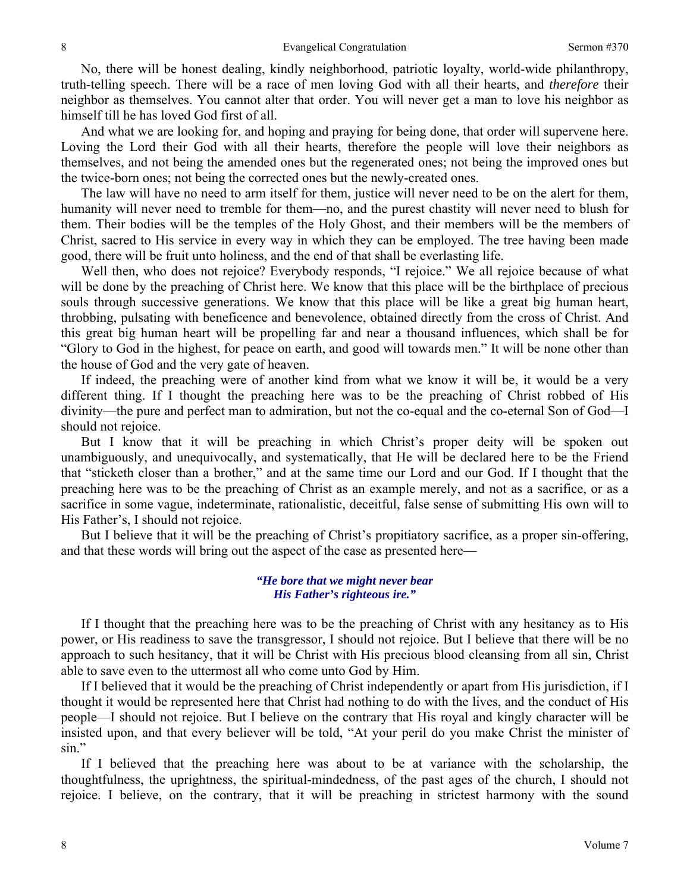No, there will be honest dealing, kindly neighborhood, patriotic loyalty, world-wide philanthropy, truth-telling speech. There will be a race of men loving God with all their hearts, and *therefore* their neighbor as themselves. You cannot alter that order. You will never get a man to love his neighbor as himself till he has loved God first of all.

And what we are looking for, and hoping and praying for being done, that order will supervene here. Loving the Lord their God with all their hearts, therefore the people will love their neighbors as themselves, and not being the amended ones but the regenerated ones; not being the improved ones but the twice-born ones; not being the corrected ones but the newly-created ones.

The law will have no need to arm itself for them, justice will never need to be on the alert for them, humanity will never need to tremble for them—no, and the purest chastity will never need to blush for them. Their bodies will be the temples of the Holy Ghost, and their members will be the members of Christ, sacred to His service in every way in which they can be employed. The tree having been made good, there will be fruit unto holiness, and the end of that shall be everlasting life.

Well then, who does not rejoice? Everybody responds, "I rejoice." We all rejoice because of what will be done by the preaching of Christ here. We know that this place will be the birthplace of precious souls through successive generations. We know that this place will be like a great big human heart, throbbing, pulsating with beneficence and benevolence, obtained directly from the cross of Christ. And this great big human heart will be propelling far and near a thousand influences, which shall be for "Glory to God in the highest, for peace on earth, and good will towards men." It will be none other than the house of God and the very gate of heaven.

If indeed, the preaching were of another kind from what we know it will be, it would be a very different thing. If I thought the preaching here was to be the preaching of Christ robbed of His divinity—the pure and perfect man to admiration, but not the co-equal and the co-eternal Son of God—I should not rejoice.

But I know that it will be preaching in which Christ's proper deity will be spoken out unambiguously, and unequivocally, and systematically, that He will be declared here to be the Friend that "sticketh closer than a brother," and at the same time our Lord and our God. If I thought that the preaching here was to be the preaching of Christ as an example merely, and not as a sacrifice, or as a sacrifice in some vague, indeterminate, rationalistic, deceitful, false sense of submitting His own will to His Father's, I should not rejoice.

But I believe that it will be the preaching of Christ's propitiatory sacrifice, as a proper sin-offering, and that these words will bring out the aspect of the case as presented here—

> ***"He bore that we might never bear***
> ***His Father's righteous ire."***

If I thought that the preaching here was to be the preaching of Christ with any hesitancy as to His power, or His readiness to save the transgressor, I should not rejoice. But I believe that there will be no approach to such hesitancy, that it will be Christ with His precious blood cleansing from all sin, Christ able to save even to the uttermost all who come unto God by Him.

If I believed that it would be the preaching of Christ independently or apart from His jurisdiction, if I thought it would be represented here that Christ had nothing to do with the lives, and the conduct of His people—I should not rejoice. But I believe on the contrary that His royal and kingly character will be insisted upon, and that every believer will be told, "At your peril do you make Christ the minister of sin."

If I believed that the preaching here was about to be at variance with the scholarship, the thoughtfulness, the uprightness, the spiritual-mindedness, of the past ages of the church, I should not rejoice. I believe, on the contrary, that it will be preaching in strictest harmony with the sound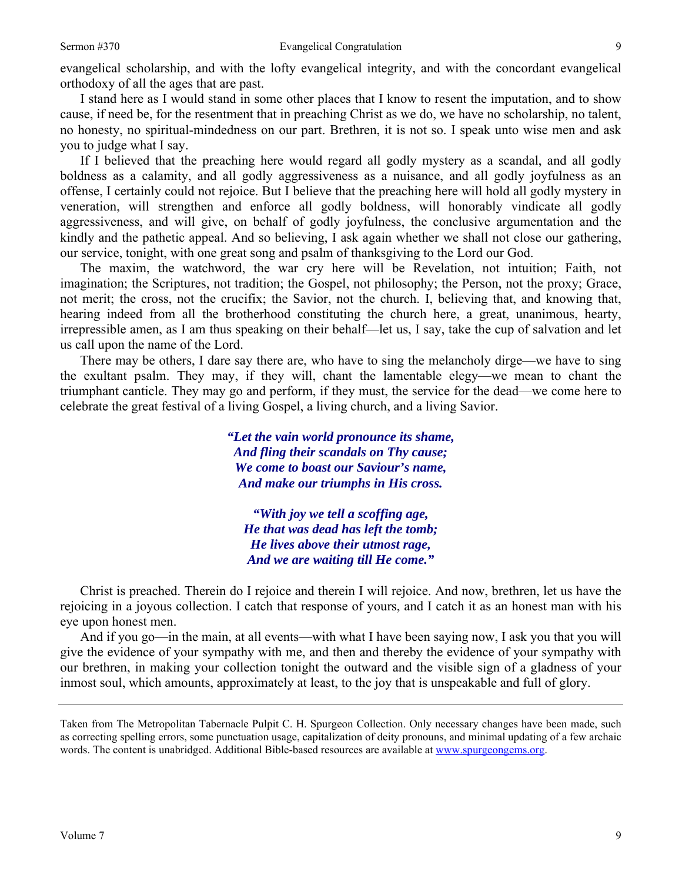evangelical scholarship, and with the lofty evangelical integrity, and with the concordant evangelical orthodoxy of all the ages that are past.

I stand here as I would stand in some other places that I know to resent the imputation, and to show cause, if need be, for the resentment that in preaching Christ as we do, we have no scholarship, no talent, no honesty, no spiritual-mindedness on our part. Brethren, it is not so. I speak unto wise men and ask you to judge what I say.

If I believed that the preaching here would regard all godly mystery as a scandal, and all godly boldness as a calamity, and all godly aggressiveness as a nuisance, and all godly joyfulness as an offense, I certainly could not rejoice. But I believe that the preaching here will hold all godly mystery in veneration, will strengthen and enforce all godly boldness, will honorably vindicate all godly aggressiveness, and will give, on behalf of godly joyfulness, the conclusive argumentation and the kindly and the pathetic appeal. And so believing, I ask again whether we shall not close our gathering, our service, tonight, with one great song and psalm of thanksgiving to the Lord our God.

The maxim, the watchword, the war cry here will be Revelation, not intuition; Faith, not imagination; the Scriptures, not tradition; the Gospel, not philosophy; the Person, not the proxy; Grace, not merit; the cross, not the crucifix; the Savior, not the church. I, believing that, and knowing that, hearing indeed from all the brotherhood constituting the church here, a great, unanimous, hearty, irrepressible amen, as I am thus speaking on their behalf—let us, I say, take the cup of salvation and let us call upon the name of the Lord.

There may be others, I dare say there are, who have to sing the melancholy dirge—we have to sing the exultant psalm. They may, if they will, chant the lamentable elegy—we mean to chant the triumphant canticle. They may go and perform, if they must, the service for the dead—we come here to celebrate the great festival of a living Gospel, a living church, and a living Savior.

> ***"Let the vain world pronounce its shame,***
> ***And fling their scandals on Thy cause;***
> ***We come to boast our Saviour's name,***
> ***And make our triumphs in His cross.***
>
> ***"With joy we tell a scoffing age,***
> ***He that was dead has left the tomb;***
> ***He lives above their utmost rage,***
> ***And we are waiting till He come."***

Christ is preached. Therein do I rejoice and therein I will rejoice. And now, brethren, let us have the rejoicing in a joyous collection. I catch that response of yours, and I catch it as an honest man with his eye upon honest men.

And if you go—in the main, at all events—with what I have been saying now, I ask you that you will give the evidence of your sympathy with me, and then and thereby the evidence of your sympathy with our brethren, in making your collection tonight the outward and the visible sign of a gladness of your inmost soul, which amounts, approximately at least, to the joy that is unspeakable and full of glory.

---

Taken from The Metropolitan Tabernacle Pulpit C. H. Spurgeon Collection. Only necessary changes have been made, such as correcting spelling errors, some punctuation usage, capitalization of deity pronouns, and minimal updating of a few archaic words. The content is unabridged. Additional Bible-based resources are available at [www.spurgeongems.org](http://www.spurgeongems.org).